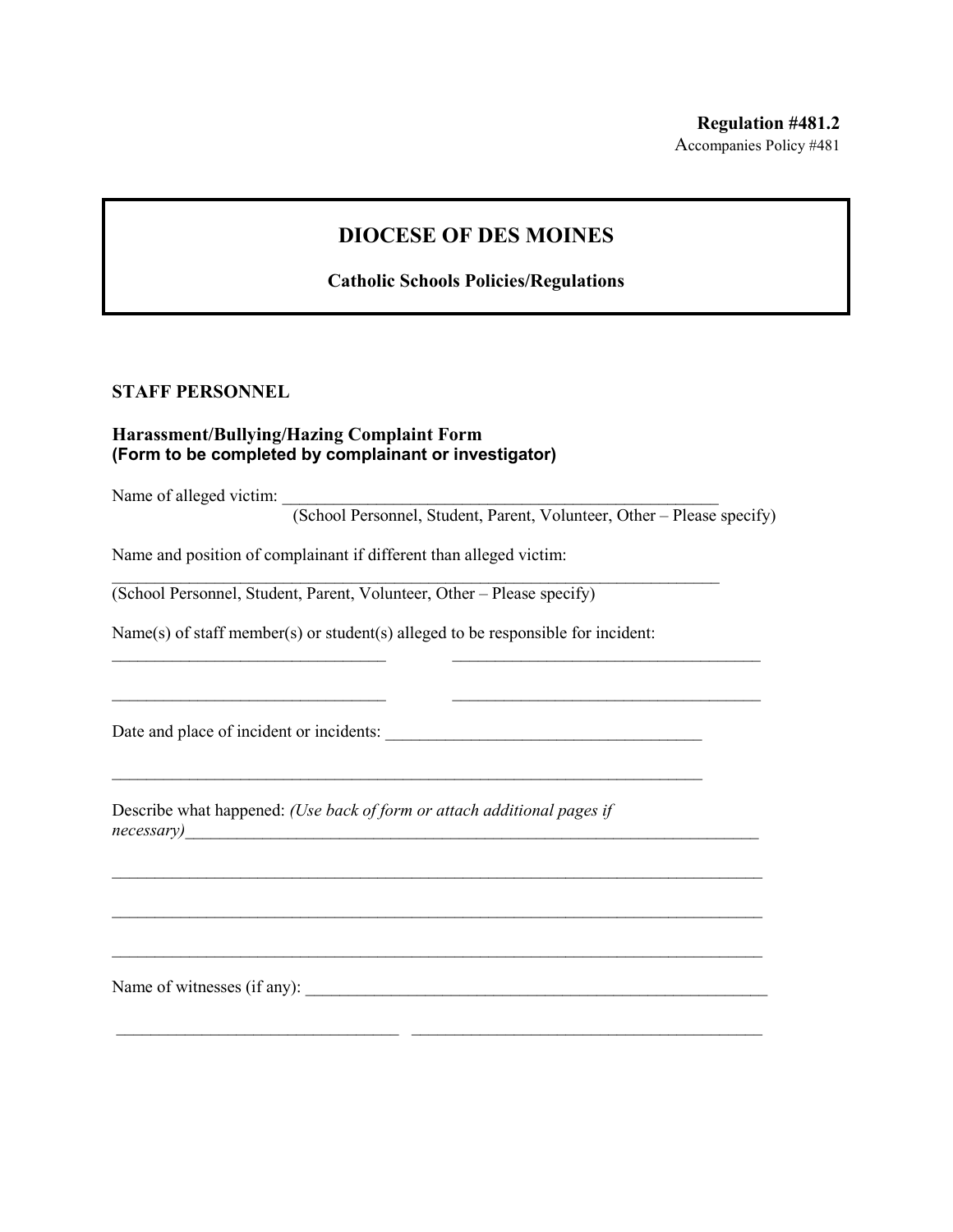**Regulation #481.2**
Accompanies Policy #481

# DIOCESE OF DES MOINES

**Catholic Schools Policies/Regulations**

## STAFF PERSONNEL

### Harassment/Bullying/Hazing Complaint Form
**(Form to be completed by complainant or investigator)**

Name of alleged victim: ____________________________________________________
(School Personnel, Student, Parent, Volunteer, Other – Please specify)

Name and position of complainant if different than alleged victim:
________________________________________________________________________
(School Personnel, Student, Parent, Volunteer, Other – Please specify)

Name(s) of staff member(s) or student(s) alleged to be responsible for incident:
________________________________ ____________________________________

________________________________ ____________________________________

Date and place of incident or incidents: _____________________________________

______________________________________________________________________

Describe what happened: *(Use back of form or attach additional pages if necessary)*_____________________________________________________________________

_____________________________________________________________________________

_____________________________________________________________________________

_____________________________________________________________________________

Name of witnesses (if any): _______________________________________________________

_________________________________ _________________________________________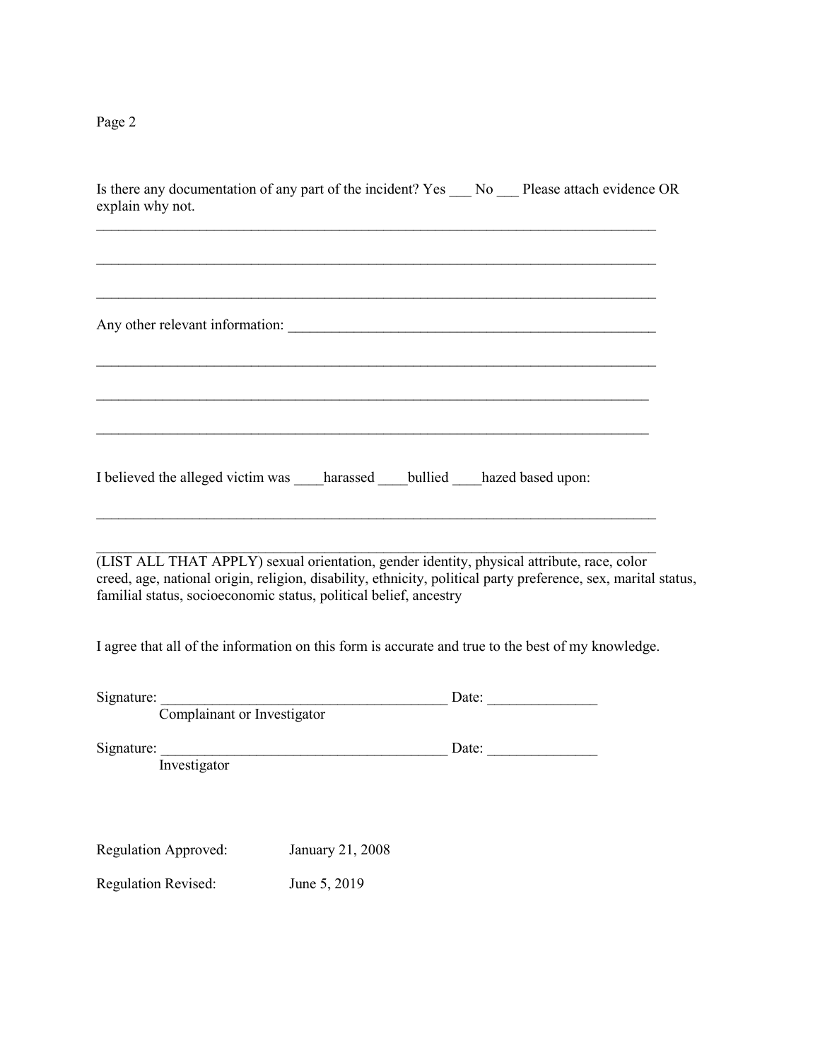Is there any documentation of any part of the incident? Yes ___ No ___ Please attach evidence OR explain why not.

_______________________________________________________________________________

_______________________________________________________________________________

_______________________________________________________________________________

Any other relevant information: ____________________________________________________

_______________________________________________________________________________

_______________________________________________________________________________

_______________________________________________________________________________

I believed the alleged victim was ____harassed ____bullied ____hazed based upon:

_______________________________________________________________________________

_______________________________________________________________________________

(LIST ALL THAT APPLY) sexual orientation, gender identity, physical attribute, race, color creed, age, national origin, religion, disability, ethnicity, political party preference, sex, marital status, familial status, socioeconomic status, political belief, ancestry

I agree that all of the information on this form is accurate and true to the best of my knowledge.

Signature: _______________________________________ Date: _______________
Complainant or Investigator

Signature: _______________________________________ Date: _______________
Investigator

Regulation Approved: January 21, 2008

Regulation Revised: June 5, 2019